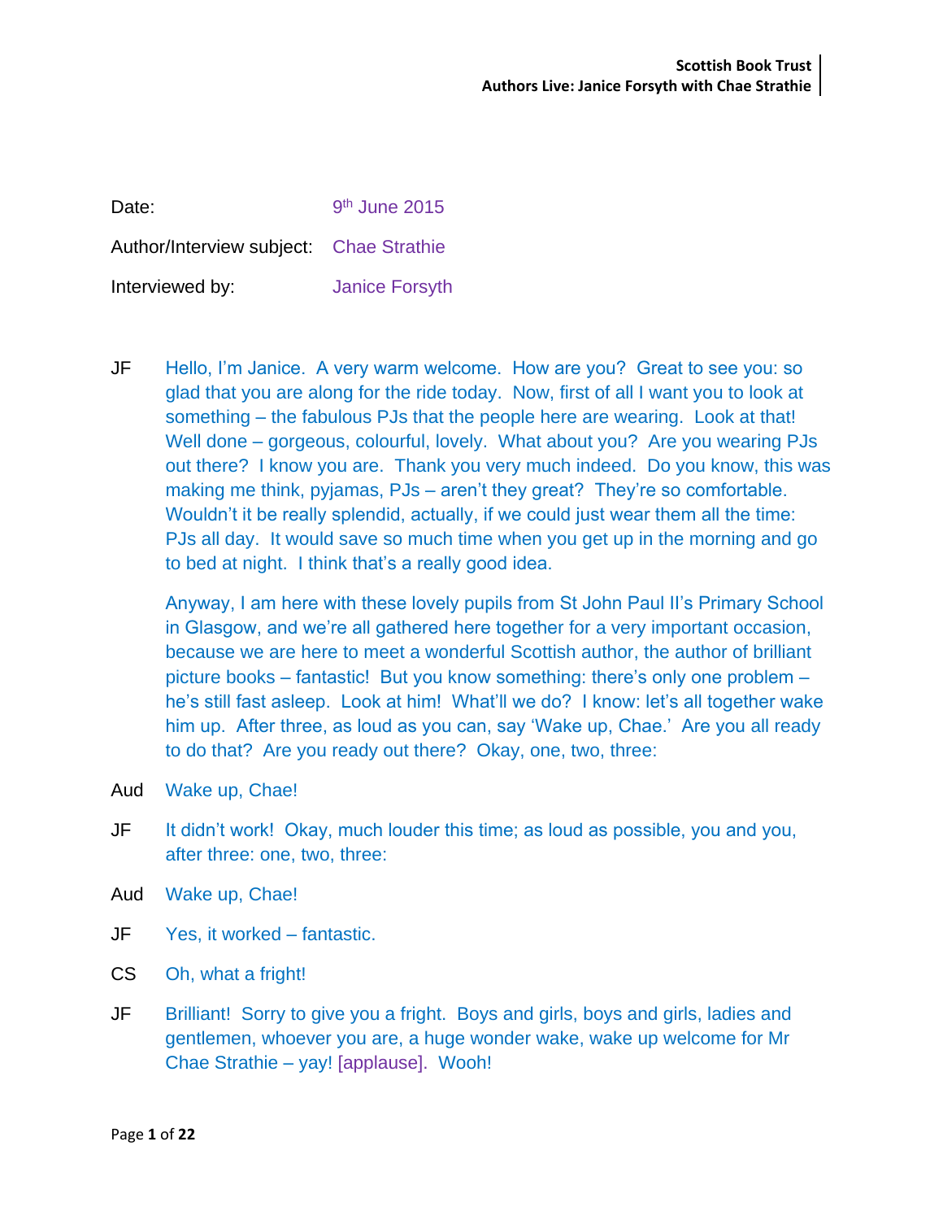Date: 9th June 2015

Author/Interview subject: Chae Strathie

Interviewed by: Janice Forsyth

JF Hello, I'm Janice. A very warm welcome. How are you? Great to see you: so glad that you are along for the ride today. Now, first of all I want you to look at something – the fabulous PJs that the people here are wearing. Look at that! Well done – gorgeous, colourful, lovely. What about you? Are you wearing PJs out there? I know you are. Thank you very much indeed. Do you know, this was making me think, pyjamas, PJs – aren't they great? They're so comfortable. Wouldn't it be really splendid, actually, if we could just wear them all the time: PJs all day. It would save so much time when you get up in the morning and go to bed at night. I think that's a really good idea.

Anyway, I am here with these lovely pupils from St John Paul II's Primary School in Glasgow, and we're all gathered here together for a very important occasion, because we are here to meet a wonderful Scottish author, the author of brilliant picture books – fantastic! But you know something: there's only one problem – he's still fast asleep. Look at him! What'll we do? I know: let's all together wake him up. After three, as loud as you can, say 'Wake up, Chae.' Are you all ready to do that? Are you ready out there? Okay, one, two, three:

Aud Wake up, Chae!

JF It didn't work! Okay, much louder this time; as loud as possible, you and you, after three: one, two, three:

Aud Wake up, Chae!

JF Yes, it worked – fantastic.

CS Oh, what a fright!

JF Brilliant! Sorry to give you a fright. Boys and girls, boys and girls, ladies and gentlemen, whoever you are, a huge wonder wake, wake up welcome for Mr Chae Strathie – yay! [applause]. Wooh!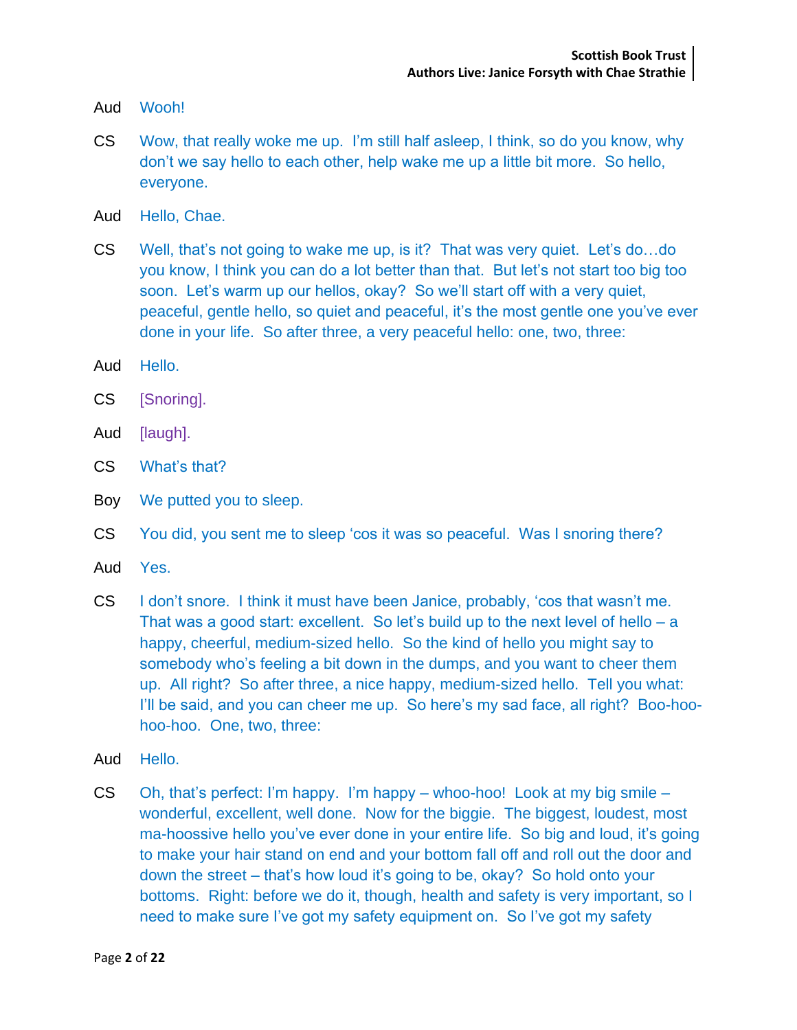Aud Wooh!

CS Wow, that really woke me up. I'm still half asleep, I think, so do you know, why don't we say hello to each other, help wake me up a little bit more. So hello, everyone.

Aud Hello, Chae.

CS Well, that's not going to wake me up, is it? That was very quiet. Let's do…do you know, I think you can do a lot better than that. But let's not start too big too soon. Let's warm up our hellos, okay? So we'll start off with a very quiet, peaceful, gentle hello, so quiet and peaceful, it's the most gentle one you've ever done in your life. So after three, a very peaceful hello: one, two, three:

Aud Hello.

CS [Snoring].

Aud [laugh].

CS What's that?

Boy We putted you to sleep.

CS You did, you sent me to sleep 'cos it was so peaceful. Was I snoring there?

Aud Yes.

CS I don't snore. I think it must have been Janice, probably, 'cos that wasn't me. That was a good start: excellent. So let's build up to the next level of hello – a happy, cheerful, medium-sized hello. So the kind of hello you might say to somebody who's feeling a bit down in the dumps, and you want to cheer them up. All right? So after three, a nice happy, medium-sized hello. Tell you what: I'll be said, and you can cheer me up. So here's my sad face, all right? Boo-hoo-hoo-hoo. One, two, three:

Aud Hello.

CS Oh, that's perfect: I'm happy. I'm happy – whoo-hoo! Look at my big smile – wonderful, excellent, well done. Now for the biggie. The biggest, loudest, most ma-hoossive hello you've ever done in your entire life. So big and loud, it's going to make your hair stand on end and your bottom fall off and roll out the door and down the street – that's how loud it's going to be, okay? So hold onto your bottoms. Right: before we do it, though, health and safety is very important, so I need to make sure I've got my safety equipment on. So I've got my safety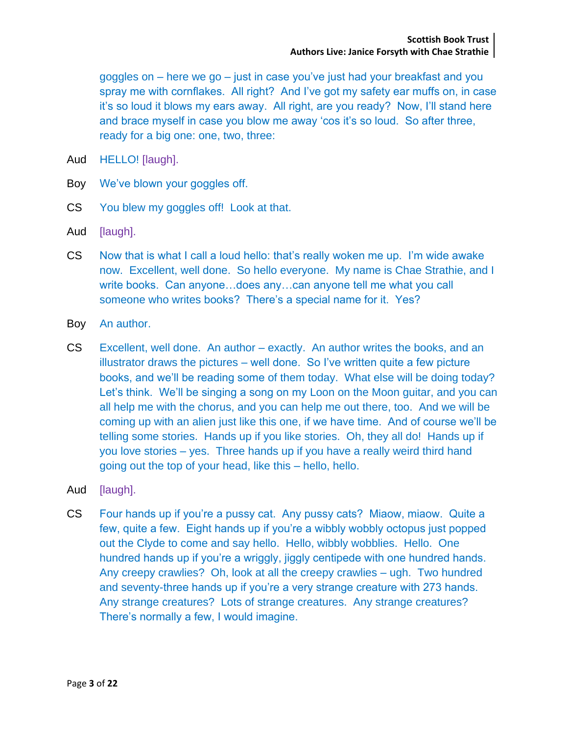goggles on – here we go – just in case you've just had your breakfast and you spray me with cornflakes. All right? And I've got my safety ear muffs on, in case it's so loud it blows my ears away. All right, are you ready? Now, I'll stand here and brace myself in case you blow me away 'cos it's so loud. So after three, ready for a big one: one, two, three:

Aud HELLO! [laugh].

Boy We've blown your goggles off.

CS You blew my goggles off! Look at that.

Aud [laugh].

CS Now that is what I call a loud hello: that's really woken me up. I'm wide awake now. Excellent, well done. So hello everyone. My name is Chae Strathie, and I write books. Can anyone…does any…can anyone tell me what you call someone who writes books? There's a special name for it. Yes?

Boy An author.

CS Excellent, well done. An author – exactly. An author writes the books, and an illustrator draws the pictures – well done. So I've written quite a few picture books, and we'll be reading some of them today. What else will be doing today? Let's think. We'll be singing a song on my Loon on the Moon guitar, and you can all help me with the chorus, and you can help me out there, too. And we will be coming up with an alien just like this one, if we have time. And of course we'll be telling some stories. Hands up if you like stories. Oh, they all do! Hands up if you love stories – yes. Three hands up if you have a really weird third hand going out the top of your head, like this – hello, hello.

Aud [laugh].

CS Four hands up if you're a pussy cat. Any pussy cats? Miaow, miaow. Quite a few, quite a few. Eight hands up if you're a wibbly wobbly octopus just popped out the Clyde to come and say hello. Hello, wibbly wobblies. Hello. One hundred hands up if you're a wriggly, jiggly centipede with one hundred hands. Any creepy crawlies? Oh, look at all the creepy crawlies – ugh. Two hundred and seventy-three hands up if you're a very strange creature with 273 hands. Any strange creatures? Lots of strange creatures. Any strange creatures? There's normally a few, I would imagine.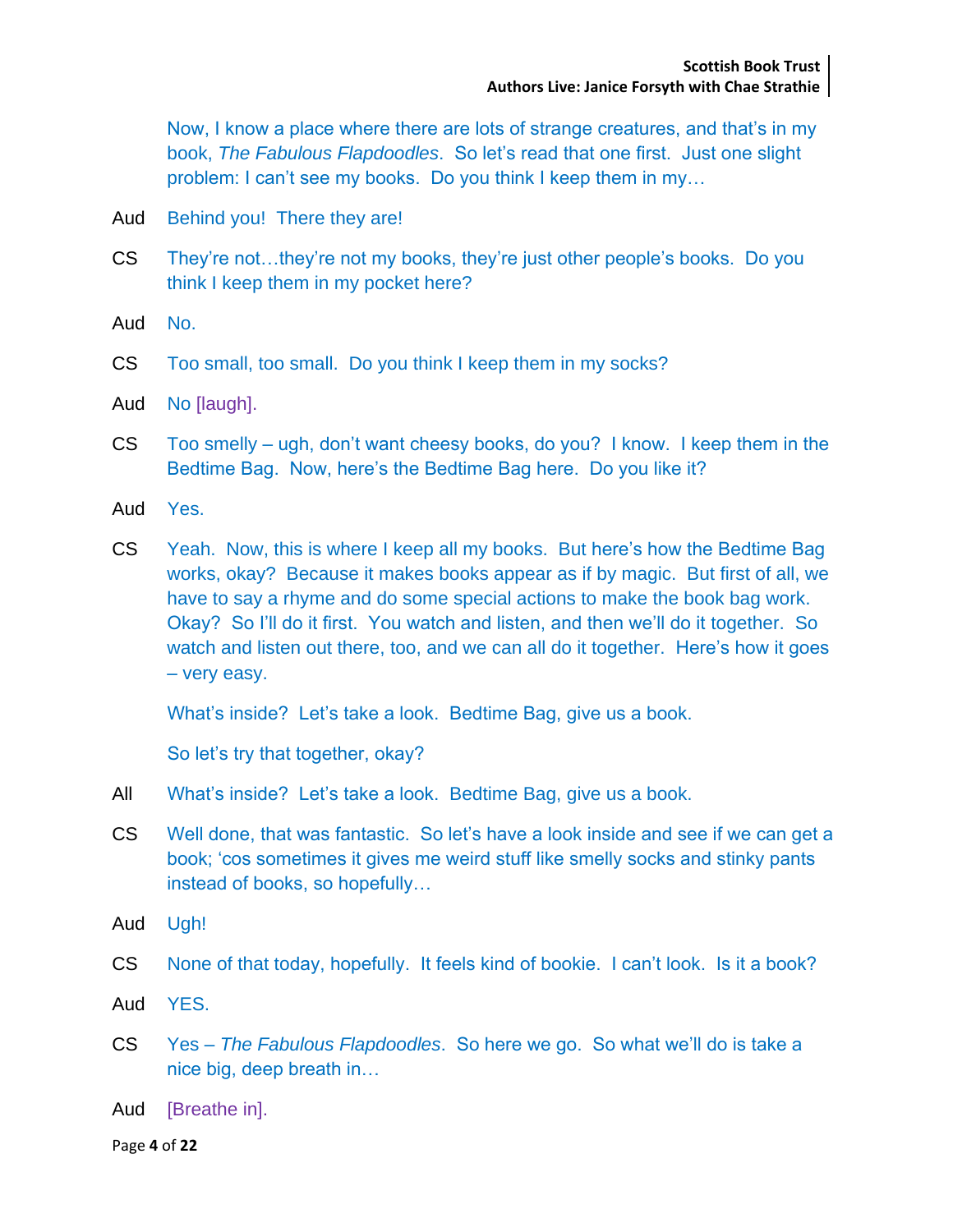Now, I know a place where there are lots of strange creatures, and that's in my book, *The Fabulous Flapdoodles*. So let's read that one first. Just one slight problem: I can't see my books. Do you think I keep them in my…

Aud Behind you! There they are!

CS They're not…they're not my books, they're just other people's books. Do you think I keep them in my pocket here?

Aud No.

CS Too small, too small. Do you think I keep them in my socks?

Aud No [laugh].

CS Too smelly – ugh, don't want cheesy books, do you? I know. I keep them in the Bedtime Bag. Now, here's the Bedtime Bag here. Do you like it?

Aud Yes.

CS Yeah. Now, this is where I keep all my books. But here's how the Bedtime Bag works, okay? Because it makes books appear as if by magic. But first of all, we have to say a rhyme and do some special actions to make the book bag work. Okay? So I'll do it first. You watch and listen, and then we'll do it together. So watch and listen out there, too, and we can all do it together. Here's how it goes – very easy.

What's inside? Let's take a look. Bedtime Bag, give us a book.

So let's try that together, okay?

All What's inside? Let's take a look. Bedtime Bag, give us a book.

CS Well done, that was fantastic. So let's have a look inside and see if we can get a book; 'cos sometimes it gives me weird stuff like smelly socks and stinky pants instead of books, so hopefully…

Aud Ugh!

CS None of that today, hopefully. It feels kind of bookie. I can't look. Is it a book?

Aud YES.

CS Yes – *The Fabulous Flapdoodles*. So here we go. So what we'll do is take a nice big, deep breath in…

Aud [Breathe in].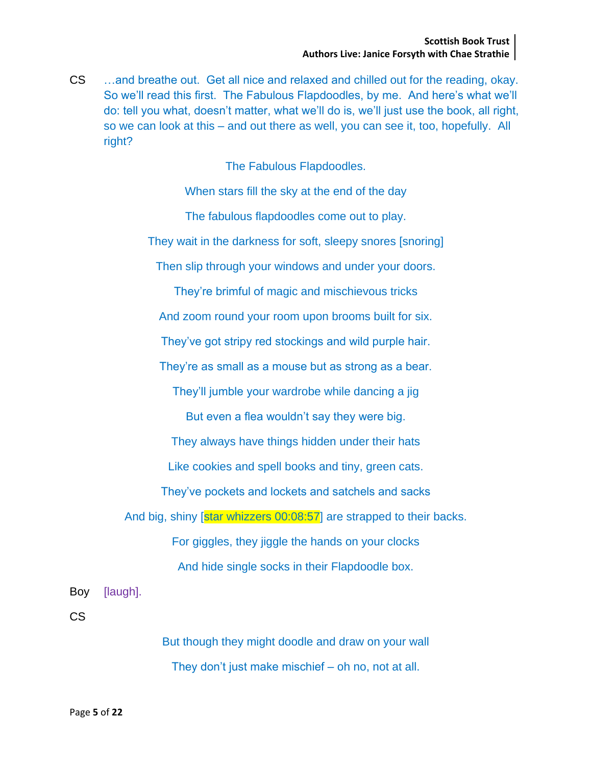CS …and breathe out. Get all nice and relaxed and chilled out for the reading, okay. So we'll read this first. The Fabulous Flapdoodles, by me. And here's what we'll do: tell you what, doesn't matter, what we'll do is, we'll just use the book, all right, so we can look at this – and out there as well, you can see it, too, hopefully. All right?

The Fabulous Flapdoodles.

When stars fill the sky at the end of the day

The fabulous flapdoodles come out to play.

They wait in the darkness for soft, sleepy snores [snoring]

Then slip through your windows and under your doors.

They're brimful of magic and mischievous tricks

And zoom round your room upon brooms built for six.

They've got stripy red stockings and wild purple hair.

They're as small as a mouse but as strong as a bear.

They'll jumble your wardrobe while dancing a jig

But even a flea wouldn't say they were big.

They always have things hidden under their hats

Like cookies and spell books and tiny, green cats.

They've pockets and lockets and satchels and sacks

And big, shiny [star whizzers 00:08:57] are strapped to their backs.

For giggles, they jiggle the hands on your clocks

And hide single socks in their Flapdoodle box.

Boy [laugh].

CS

But though they might doodle and draw on your wall

They don't just make mischief – oh no, not at all.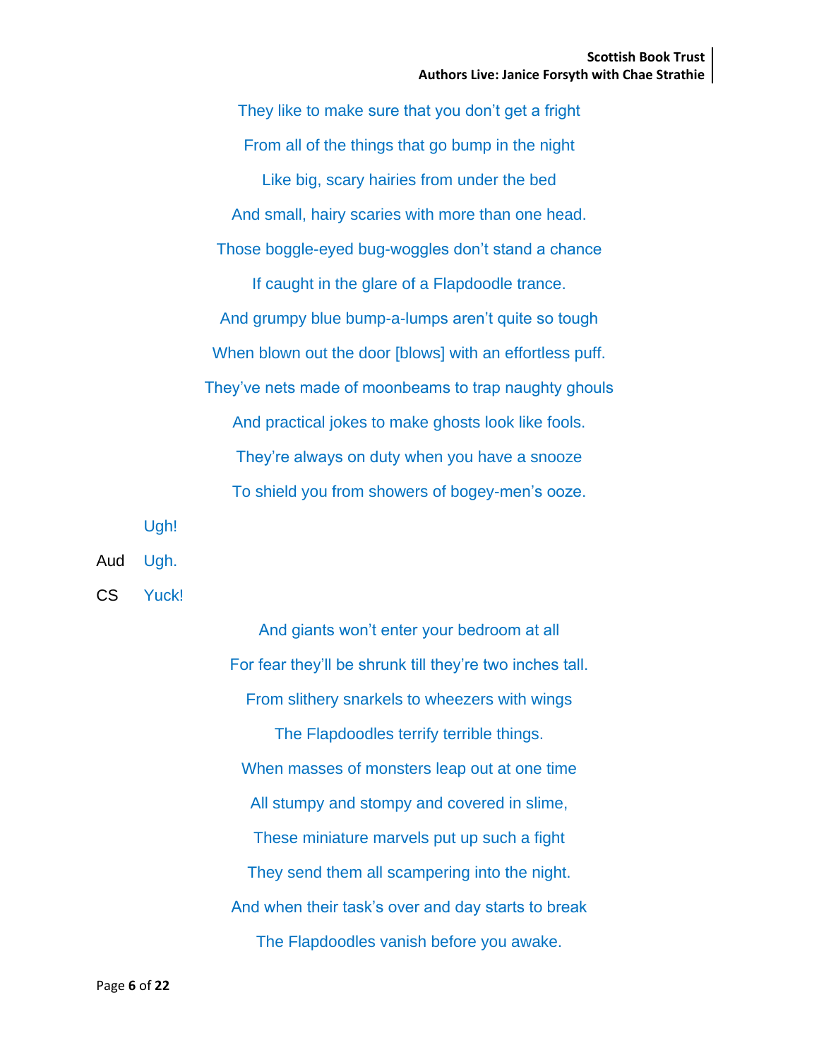They like to make sure that you don't get a fright

From all of the things that go bump in the night

Like big, scary hairies from under the bed

And small, hairy scaries with more than one head.

Those boggle-eyed bug-woggles don't stand a chance

If caught in the glare of a Flapdoodle trance.

And grumpy blue bump-a-lumps aren't quite so tough

When blown out the door [blows] with an effortless puff.

They've nets made of moonbeams to trap naughty ghouls

And practical jokes to make ghosts look like fools.

They're always on duty when you have a snooze

To shield you from showers of bogey-men's ooze.

Ugh!

Aud Ugh.

CS Yuck!

And giants won't enter your bedroom at all

For fear they'll be shrunk till they're two inches tall.

From slithery snarkels to wheezers with wings

The Flapdoodles terrify terrible things.

When masses of monsters leap out at one time

All stumpy and stompy and covered in slime,

These miniature marvels put up such a fight

They send them all scampering into the night.

And when their task's over and day starts to break

The Flapdoodles vanish before you awake.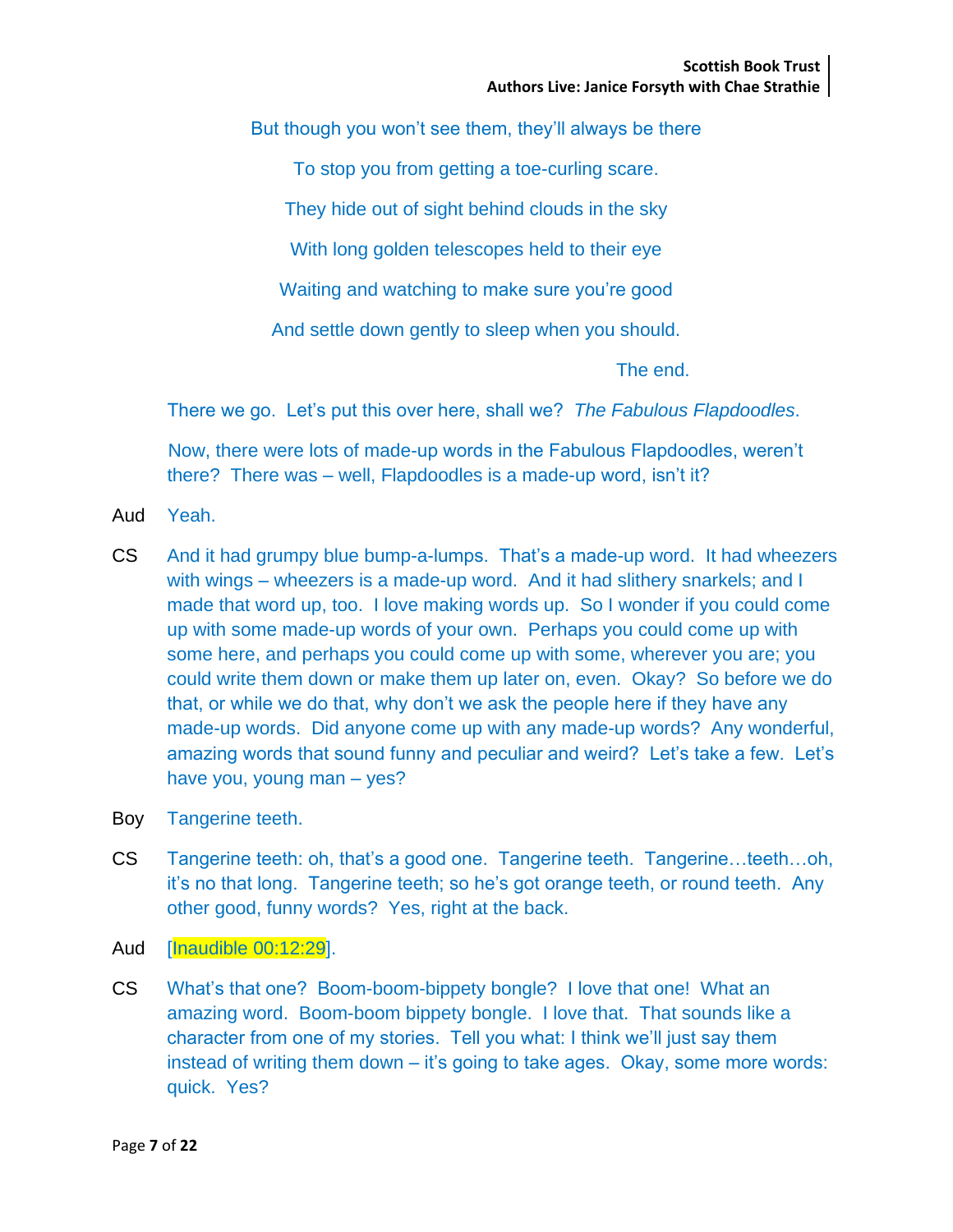But though you won't see them, they'll always be there

To stop you from getting a toe-curling scare.

They hide out of sight behind clouds in the sky

With long golden telescopes held to their eye

Waiting and watching to make sure you're good

And settle down gently to sleep when you should.

The end.

There we go. Let's put this over here, shall we? *The Fabulous Flapdoodles*.

Now, there were lots of made-up words in the Fabulous Flapdoodles, weren't there? There was – well, Flapdoodles is a made-up word, isn't it?

Aud Yeah.

CS And it had grumpy blue bump-a-lumps. That's a made-up word. It had wheezers with wings – wheezers is a made-up word. And it had slithery snarkels; and I made that word up, too. I love making words up. So I wonder if you could come up with some made-up words of your own. Perhaps you could come up with some here, and perhaps you could come up with some, wherever you are; you could write them down or make them up later on, even. Okay? So before we do that, or while we do that, why don't we ask the people here if they have any made-up words. Did anyone come up with any made-up words? Any wonderful, amazing words that sound funny and peculiar and weird? Let's take a few. Let's have you, young man – yes?

Boy Tangerine teeth.

CS Tangerine teeth: oh, that's a good one. Tangerine teeth. Tangerine…teeth…oh, it's no that long. Tangerine teeth; so he's got orange teeth, or round teeth. Any other good, funny words? Yes, right at the back.

Aud [Inaudible 00:12:29].

CS What's that one? Boom-boom-bippety bongle? I love that one! What an amazing word. Boom-boom bippety bongle. I love that. That sounds like a character from one of my stories. Tell you what: I think we'll just say them instead of writing them down – it's going to take ages. Okay, some more words: quick. Yes?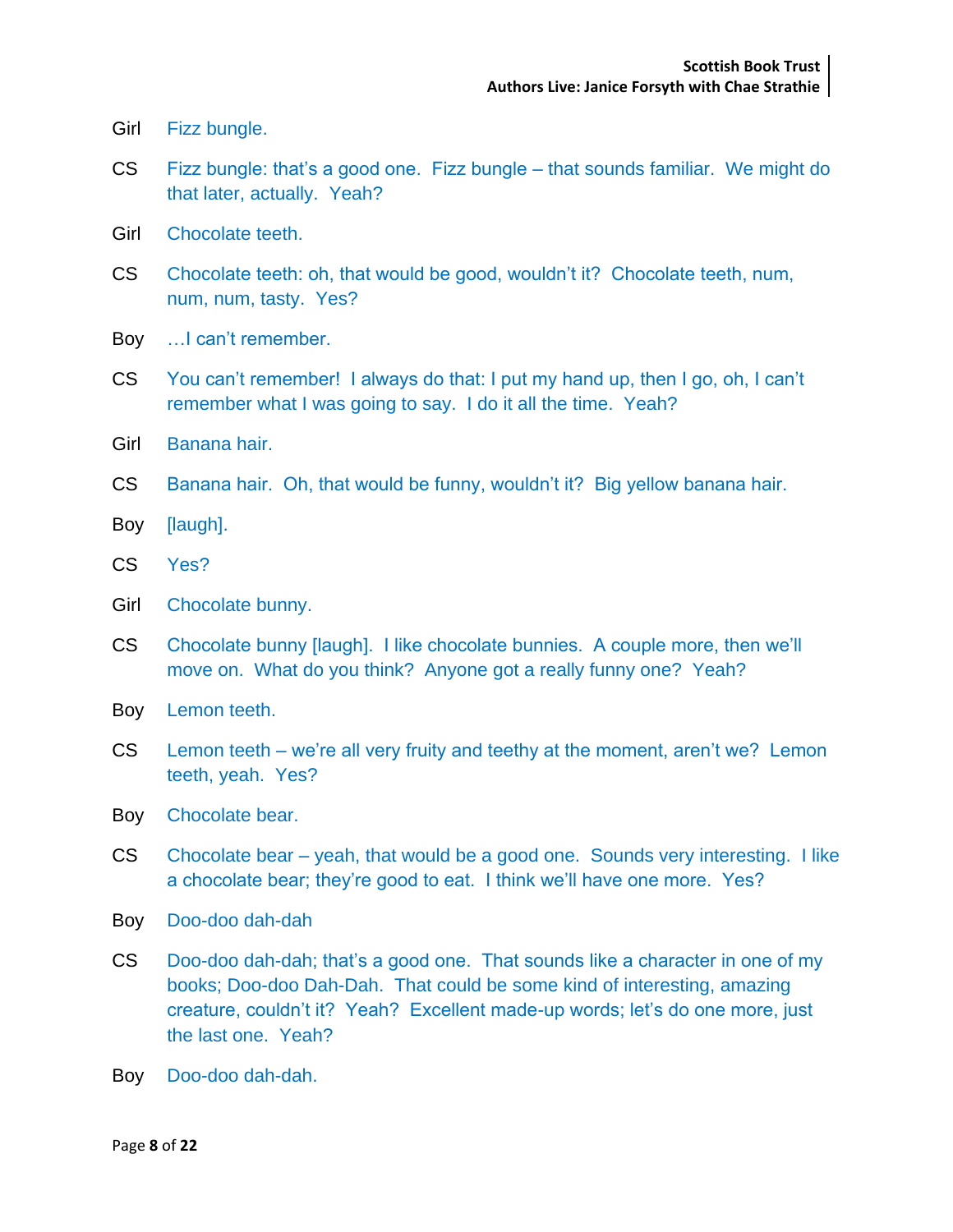Girl Fizz bungle.

CS Fizz bungle: that's a good one. Fizz bungle – that sounds familiar. We might do that later, actually. Yeah?

Girl Chocolate teeth.

CS Chocolate teeth: oh, that would be good, wouldn't it? Chocolate teeth, num, num, num, tasty. Yes?

Boy …I can't remember.

CS You can't remember! I always do that: I put my hand up, then I go, oh, I can't remember what I was going to say. I do it all the time. Yeah?

Girl Banana hair.

CS Banana hair. Oh, that would be funny, wouldn't it? Big yellow banana hair.

Boy [laugh].

CS Yes?

Girl Chocolate bunny.

CS Chocolate bunny [laugh]. I like chocolate bunnies. A couple more, then we'll move on. What do you think? Anyone got a really funny one? Yeah?

Boy Lemon teeth.

CS Lemon teeth – we're all very fruity and teethy at the moment, aren't we? Lemon teeth, yeah. Yes?

Boy Chocolate bear.

CS Chocolate bear – yeah, that would be a good one. Sounds very interesting. I like a chocolate bear; they're good to eat. I think we'll have one more. Yes?

Boy Doo-doo dah-dah

CS Doo-doo dah-dah; that's a good one. That sounds like a character in one of my books; Doo-doo Dah-Dah. That could be some kind of interesting, amazing creature, couldn't it? Yeah? Excellent made-up words; let's do one more, just the last one. Yeah?

Boy Doo-doo dah-dah.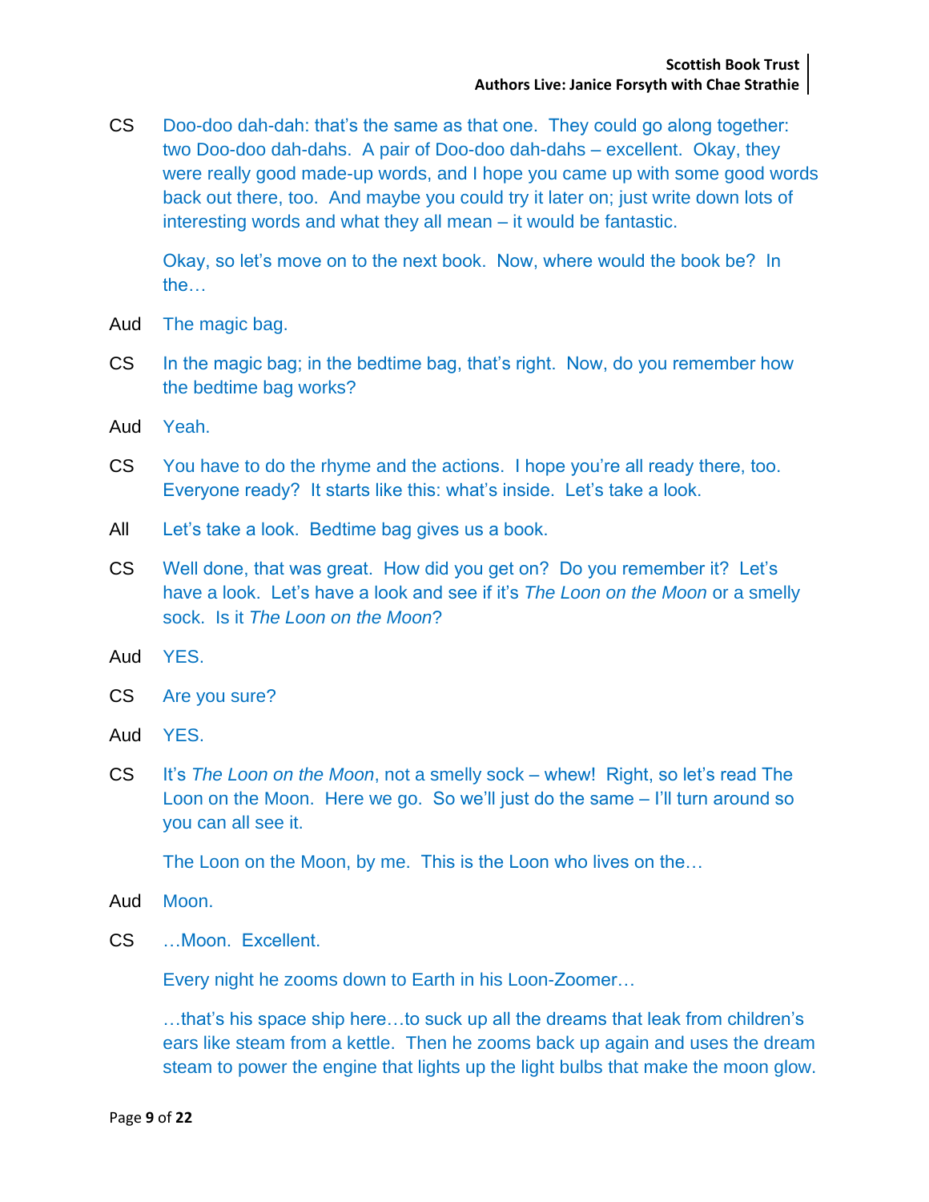CS Doo-doo dah-dah: that's the same as that one. They could go along together: two Doo-doo dah-dahs. A pair of Doo-doo dah-dahs – excellent. Okay, they were really good made-up words, and I hope you came up with some good words back out there, too. And maybe you could try it later on; just write down lots of interesting words and what they all mean – it would be fantastic.

Okay, so let's move on to the next book. Now, where would the book be? In the…

Aud The magic bag.

CS In the magic bag; in the bedtime bag, that's right. Now, do you remember how the bedtime bag works?

Aud Yeah.

CS You have to do the rhyme and the actions. I hope you're all ready there, too. Everyone ready? It starts like this: what's inside. Let's take a look.

All Let's take a look. Bedtime bag gives us a book.

CS Well done, that was great. How did you get on? Do you remember it? Let's have a look. Let's have a look and see if it's *The Loon on the Moon* or a smelly sock. Is it *The Loon on the Moon*?

Aud YES.

CS Are you sure?

Aud YES.

CS It's *The Loon on the Moon*, not a smelly sock – whew! Right, so let's read The Loon on the Moon. Here we go. So we'll just do the same – I'll turn around so you can all see it.

The Loon on the Moon, by me. This is the Loon who lives on the…

Aud Moon.

CS …Moon. Excellent.

Every night he zooms down to Earth in his Loon-Zoomer…

…that's his space ship here…to suck up all the dreams that leak from children's ears like steam from a kettle. Then he zooms back up again and uses the dream steam to power the engine that lights up the light bulbs that make the moon glow.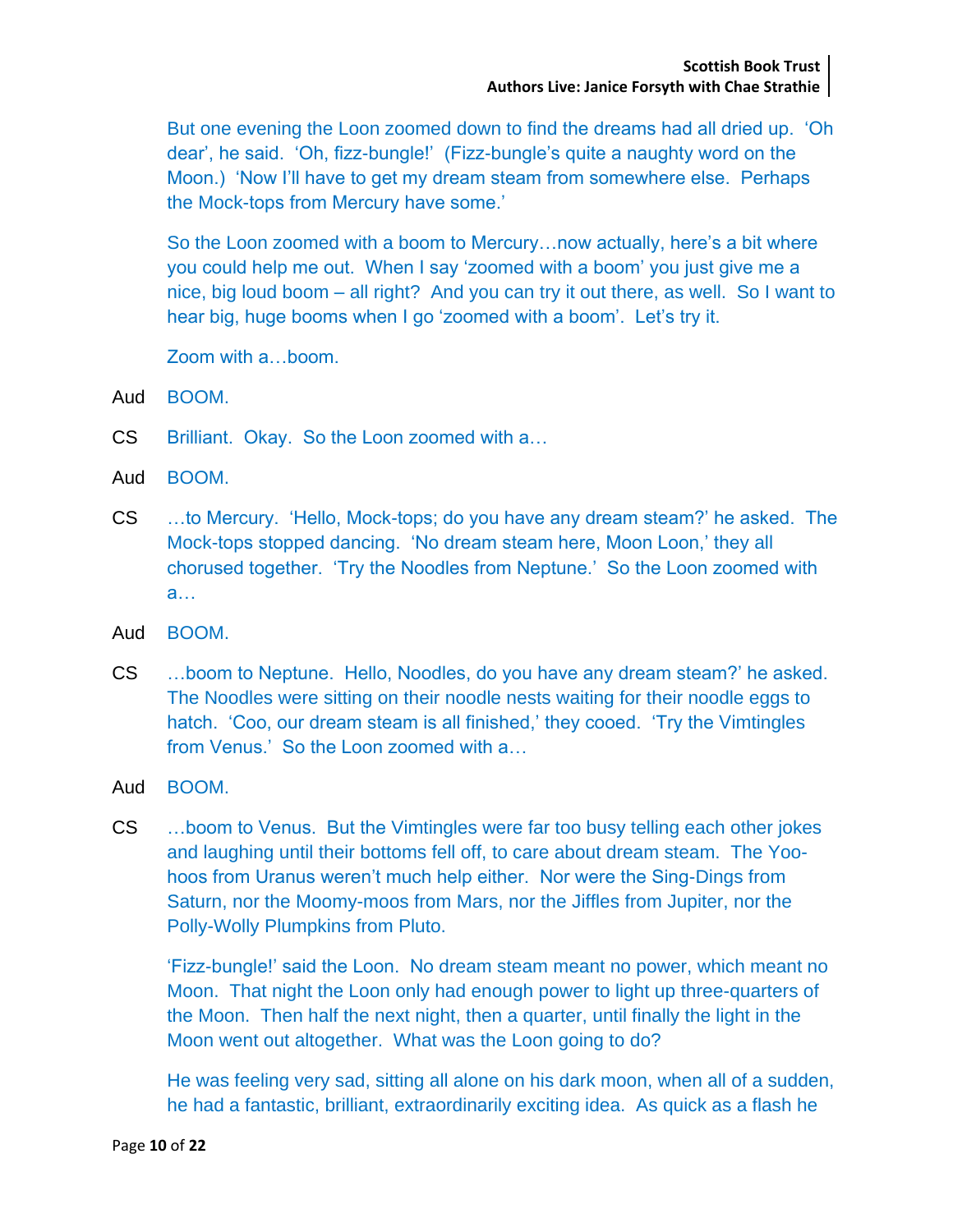But one evening the Loon zoomed down to find the dreams had all dried up. 'Oh dear', he said. 'Oh, fizz-bungle!' (Fizz-bungle's quite a naughty word on the Moon.) 'Now I'll have to get my dream steam from somewhere else. Perhaps the Mock-tops from Mercury have some.'

So the Loon zoomed with a boom to Mercury…now actually, here's a bit where you could help me out. When I say 'zoomed with a boom' you just give me a nice, big loud boom – all right? And you can try it out there, as well. So I want to hear big, huge booms when I go 'zoomed with a boom'. Let's try it.

Zoom with a…boom.

Aud BOOM.

CS Brilliant. Okay. So the Loon zoomed with a…

Aud BOOM.

CS …to Mercury. 'Hello, Mock-tops; do you have any dream steam?' he asked. The Mock-tops stopped dancing. 'No dream steam here, Moon Loon,' they all chorused together. 'Try the Noodles from Neptune.' So the Loon zoomed with a…

Aud BOOM.

CS …boom to Neptune. Hello, Noodles, do you have any dream steam?' he asked. The Noodles were sitting on their noodle nests waiting for their noodle eggs to hatch. 'Coo, our dream steam is all finished,' they cooed. 'Try the Vimtingles from Venus.' So the Loon zoomed with a…

Aud BOOM.

CS …boom to Venus. But the Vimtingles were far too busy telling each other jokes and laughing until their bottoms fell off, to care about dream steam. The Yoo-hoos from Uranus weren't much help either. Nor were the Sing-Dings from Saturn, nor the Moomy-moos from Mars, nor the Jiffles from Jupiter, nor the Polly-Wolly Plumpkins from Pluto.

'Fizz-bungle!' said the Loon. No dream steam meant no power, which meant no Moon. That night the Loon only had enough power to light up three-quarters of the Moon. Then half the next night, then a quarter, until finally the light in the Moon went out altogether. What was the Loon going to do?

He was feeling very sad, sitting all alone on his dark moon, when all of a sudden, he had a fantastic, brilliant, extraordinarily exciting idea. As quick as a flash he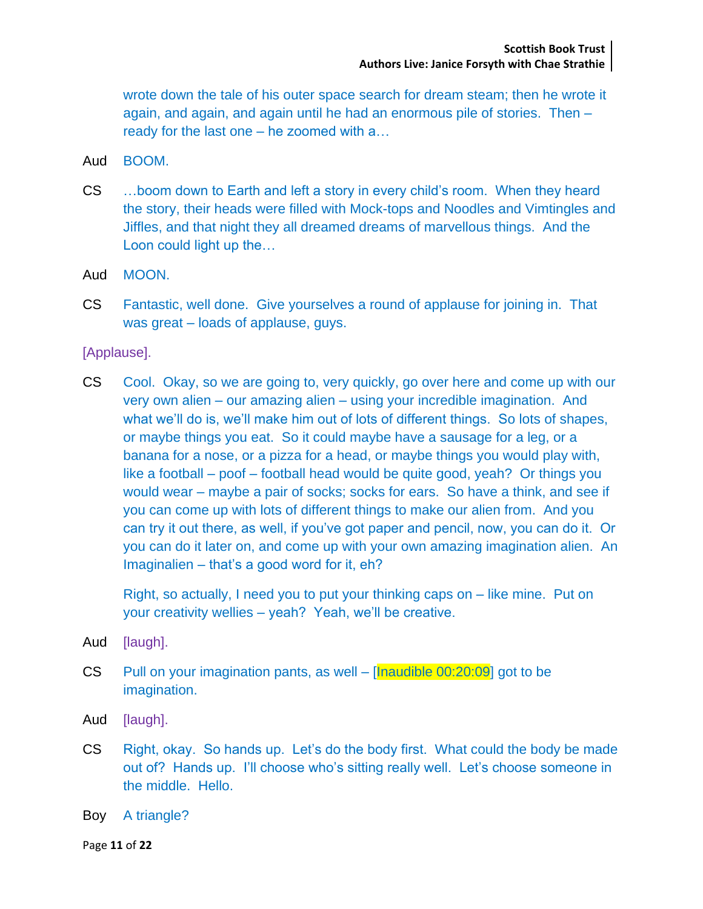wrote down the tale of his outer space search for dream steam; then he wrote it again, and again, and again until he had an enormous pile of stories. Then – ready for the last one – he zoomed with a…

Aud BOOM.

CS …boom down to Earth and left a story in every child's room. When they heard the story, their heads were filled with Mock-tops and Noodles and Vimtingles and Jiffles, and that night they all dreamed dreams of marvellous things. And the Loon could light up the…

Aud MOON.

CS Fantastic, well done. Give yourselves a round of applause for joining in. That was great – loads of applause, guys.

[Applause].

CS Cool. Okay, so we are going to, very quickly, go over here and come up with our very own alien – our amazing alien – using your incredible imagination. And what we'll do is, we'll make him out of lots of different things. So lots of shapes, or maybe things you eat. So it could maybe have a sausage for a leg, or a banana for a nose, or a pizza for a head, or maybe things you would play with, like a football – poof – football head would be quite good, yeah? Or things you would wear – maybe a pair of socks; socks for ears. So have a think, and see if you can come up with lots of different things to make our alien from. And you can try it out there, as well, if you've got paper and pencil, now, you can do it. Or you can do it later on, and come up with your own amazing imagination alien. An Imaginalien – that's a good word for it, eh?

Right, so actually, I need you to put your thinking caps on – like mine. Put on your creativity wellies – yeah? Yeah, we'll be creative.

Aud [laugh].

CS Pull on your imagination pants, as well – [Inaudible 00:20:09] got to be imagination.

Aud [laugh].

CS Right, okay. So hands up. Let's do the body first. What could the body be made out of? Hands up. I'll choose who's sitting really well. Let's choose someone in the middle. Hello.

Boy A triangle?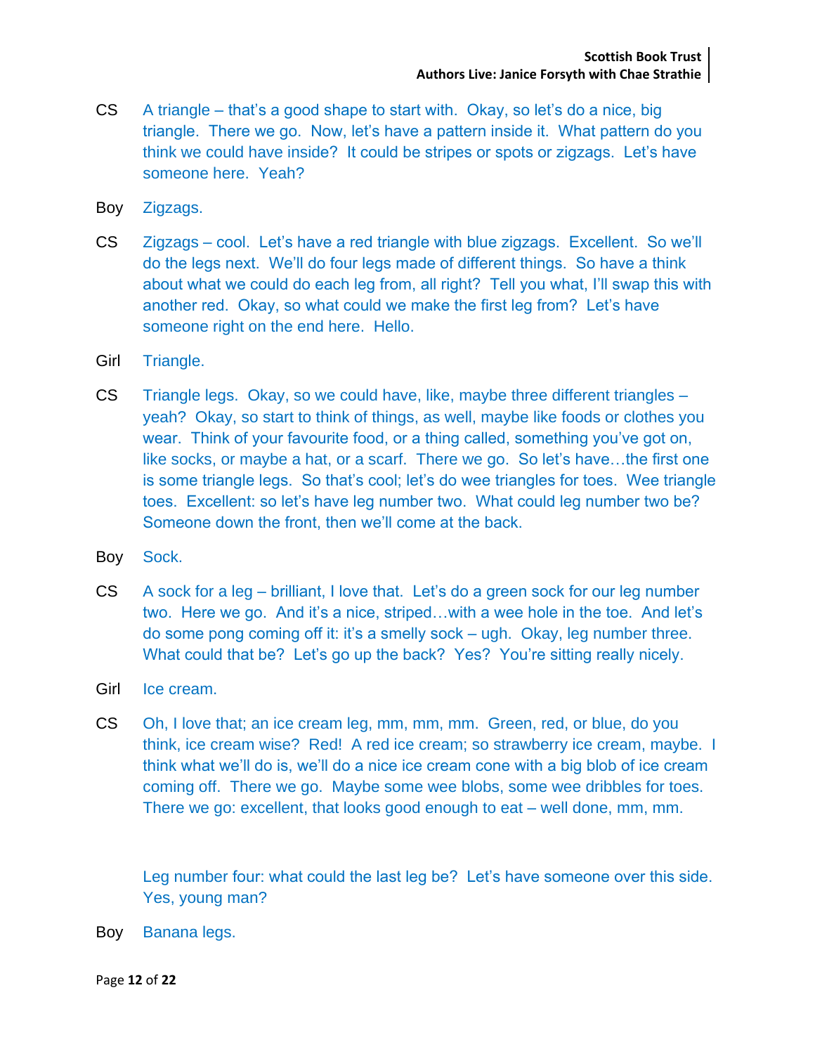CS A triangle – that's a good shape to start with. Okay, so let's do a nice, big triangle. There we go. Now, let's have a pattern inside it. What pattern do you think we could have inside? It could be stripes or spots or zigzags. Let's have someone here. Yeah?

Boy Zigzags.

CS Zigzags – cool. Let's have a red triangle with blue zigzags. Excellent. So we'll do the legs next. We'll do four legs made of different things. So have a think about what we could do each leg from, all right? Tell you what, I'll swap this with another red. Okay, so what could we make the first leg from? Let's have someone right on the end here. Hello.

Girl Triangle.

CS Triangle legs. Okay, so we could have, like, maybe three different triangles – yeah? Okay, so start to think of things, as well, maybe like foods or clothes you wear. Think of your favourite food, or a thing called, something you've got on, like socks, or maybe a hat, or a scarf. There we go. So let's have…the first one is some triangle legs. So that's cool; let's do wee triangles for toes. Wee triangle toes. Excellent: so let's have leg number two. What could leg number two be? Someone down the front, then we'll come at the back.

Boy Sock.

CS A sock for a leg – brilliant, I love that. Let's do a green sock for our leg number two. Here we go. And it's a nice, striped…with a wee hole in the toe. And let's do some pong coming off it: it's a smelly sock – ugh. Okay, leg number three. What could that be? Let's go up the back? Yes? You're sitting really nicely.

Girl Ice cream.

CS Oh, I love that; an ice cream leg, mm, mm, mm. Green, red, or blue, do you think, ice cream wise? Red! A red ice cream; so strawberry ice cream, maybe. I think what we'll do is, we'll do a nice ice cream cone with a big blob of ice cream coming off. There we go. Maybe some wee blobs, some wee dribbles for toes. There we go: excellent, that looks good enough to eat – well done, mm, mm.

Leg number four: what could the last leg be? Let's have someone over this side. Yes, young man?

Boy Banana legs.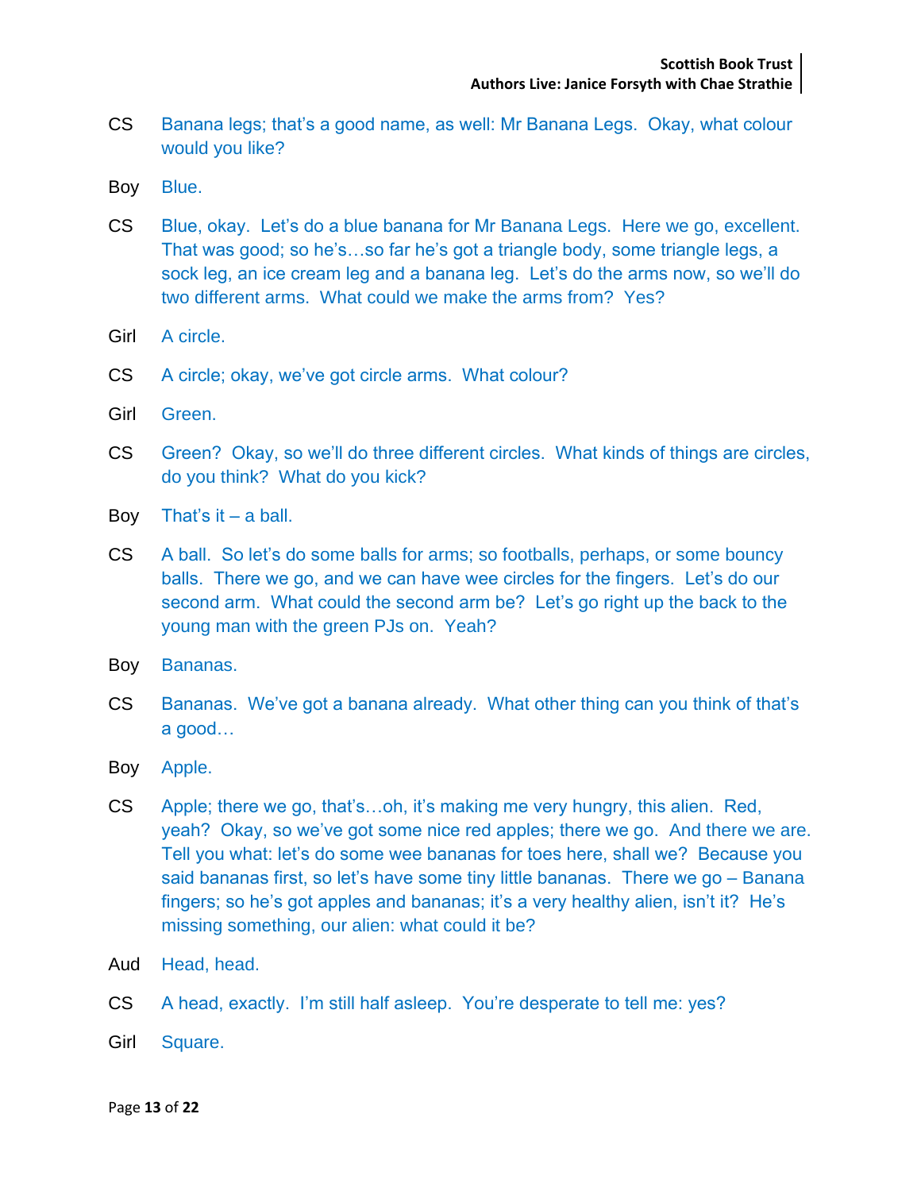CS Banana legs; that's a good name, as well: Mr Banana Legs. Okay, what colour would you like?

Boy Blue.

CS Blue, okay. Let's do a blue banana for Mr Banana Legs. Here we go, excellent. That was good; so he's…so far he's got a triangle body, some triangle legs, a sock leg, an ice cream leg and a banana leg. Let's do the arms now, so we'll do two different arms. What could we make the arms from? Yes?

Girl A circle.

CS A circle; okay, we've got circle arms. What colour?

Girl Green.

CS Green? Okay, so we'll do three different circles. What kinds of things are circles, do you think? What do you kick?

Boy That's it – a ball.

CS A ball. So let's do some balls for arms; so footballs, perhaps, or some bouncy balls. There we go, and we can have wee circles for the fingers. Let's do our second arm. What could the second arm be? Let's go right up the back to the young man with the green PJs on. Yeah?

Boy Bananas.

CS Bananas. We've got a banana already. What other thing can you think of that's a good…

Boy Apple.

CS Apple; there we go, that's…oh, it's making me very hungry, this alien. Red, yeah? Okay, so we've got some nice red apples; there we go. And there we are. Tell you what: let's do some wee bananas for toes here, shall we? Because you said bananas first, so let's have some tiny little bananas. There we go – Banana fingers; so he's got apples and bananas; it's a very healthy alien, isn't it? He's missing something, our alien: what could it be?

Aud Head, head.

CS A head, exactly. I'm still half asleep. You're desperate to tell me: yes?

Girl Square.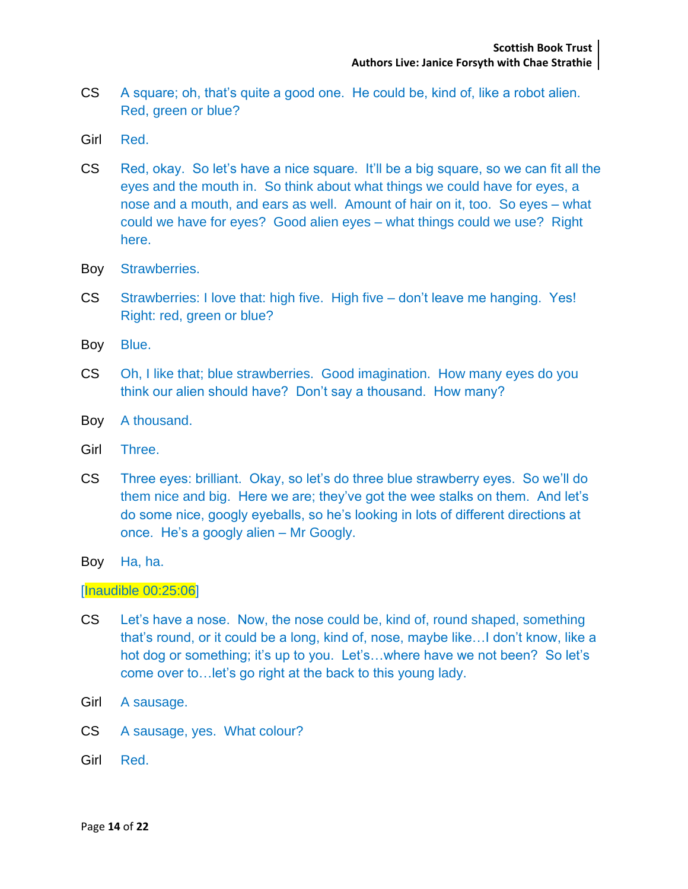CS A square; oh, that's quite a good one. He could be, kind of, like a robot alien. Red, green or blue?

Girl Red.

CS Red, okay. So let's have a nice square. It'll be a big square, so we can fit all the eyes and the mouth in. So think about what things we could have for eyes, a nose and a mouth, and ears as well. Amount of hair on it, too. So eyes – what could we have for eyes? Good alien eyes – what things could we use? Right here.

Boy Strawberries.

CS Strawberries: I love that: high five. High five – don't leave me hanging. Yes! Right: red, green or blue?

Boy Blue.

CS Oh, I like that; blue strawberries. Good imagination. How many eyes do you think our alien should have? Don't say a thousand. How many?

Boy A thousand.

Girl Three.

CS Three eyes: brilliant. Okay, so let's do three blue strawberry eyes. So we'll do them nice and big. Here we are; they've got the wee stalks on them. And let's do some nice, googly eyeballs, so he's looking in lots of different directions at once. He's a googly alien – Mr Googly.

Boy Ha, ha.

[Inaudible 00:25:06]

CS Let's have a nose. Now, the nose could be, kind of, round shaped, something that's round, or it could be a long, kind of, nose, maybe like…I don't know, like a hot dog or something; it's up to you. Let's…where have we not been? So let's come over to…let's go right at the back to this young lady.

Girl A sausage.

CS A sausage, yes. What colour?

Girl Red.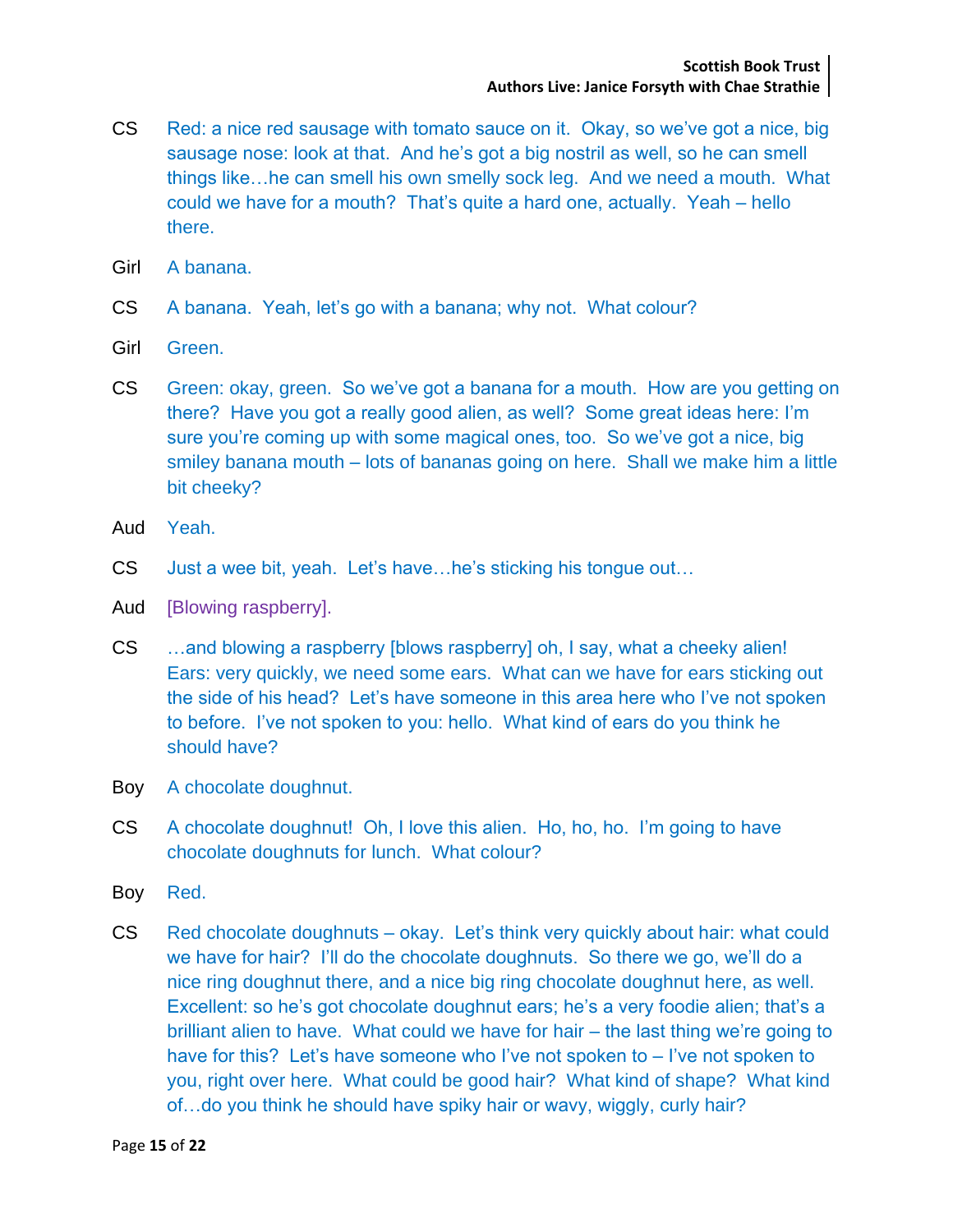CS Red: a nice red sausage with tomato sauce on it. Okay, so we've got a nice, big sausage nose: look at that. And he's got a big nostril as well, so he can smell things like…he can smell his own smelly sock leg. And we need a mouth. What could we have for a mouth? That's quite a hard one, actually. Yeah – hello there.

Girl A banana.

CS A banana. Yeah, let's go with a banana; why not. What colour?

Girl Green.

CS Green: okay, green. So we've got a banana for a mouth. How are you getting on there? Have you got a really good alien, as well? Some great ideas here: I'm sure you're coming up with some magical ones, too. So we've got a nice, big smiley banana mouth – lots of bananas going on here. Shall we make him a little bit cheeky?

Aud Yeah.

CS Just a wee bit, yeah. Let's have…he's sticking his tongue out…

Aud [Blowing raspberry].

CS …and blowing a raspberry [blows raspberry] oh, I say, what a cheeky alien! Ears: very quickly, we need some ears. What can we have for ears sticking out the side of his head? Let's have someone in this area here who I've not spoken to before. I've not spoken to you: hello. What kind of ears do you think he should have?

Boy A chocolate doughnut.

CS A chocolate doughnut! Oh, I love this alien. Ho, ho, ho. I'm going to have chocolate doughnuts for lunch. What colour?

Boy Red.

CS Red chocolate doughnuts – okay. Let's think very quickly about hair: what could we have for hair? I'll do the chocolate doughnuts. So there we go, we'll do a nice ring doughnut there, and a nice big ring chocolate doughnut here, as well. Excellent: so he's got chocolate doughnut ears; he's a very foodie alien; that's a brilliant alien to have. What could we have for hair – the last thing we're going to have for this? Let's have someone who I've not spoken to – I've not spoken to you, right over here. What could be good hair? What kind of shape? What kind of…do you think he should have spiky hair or wavy, wiggly, curly hair?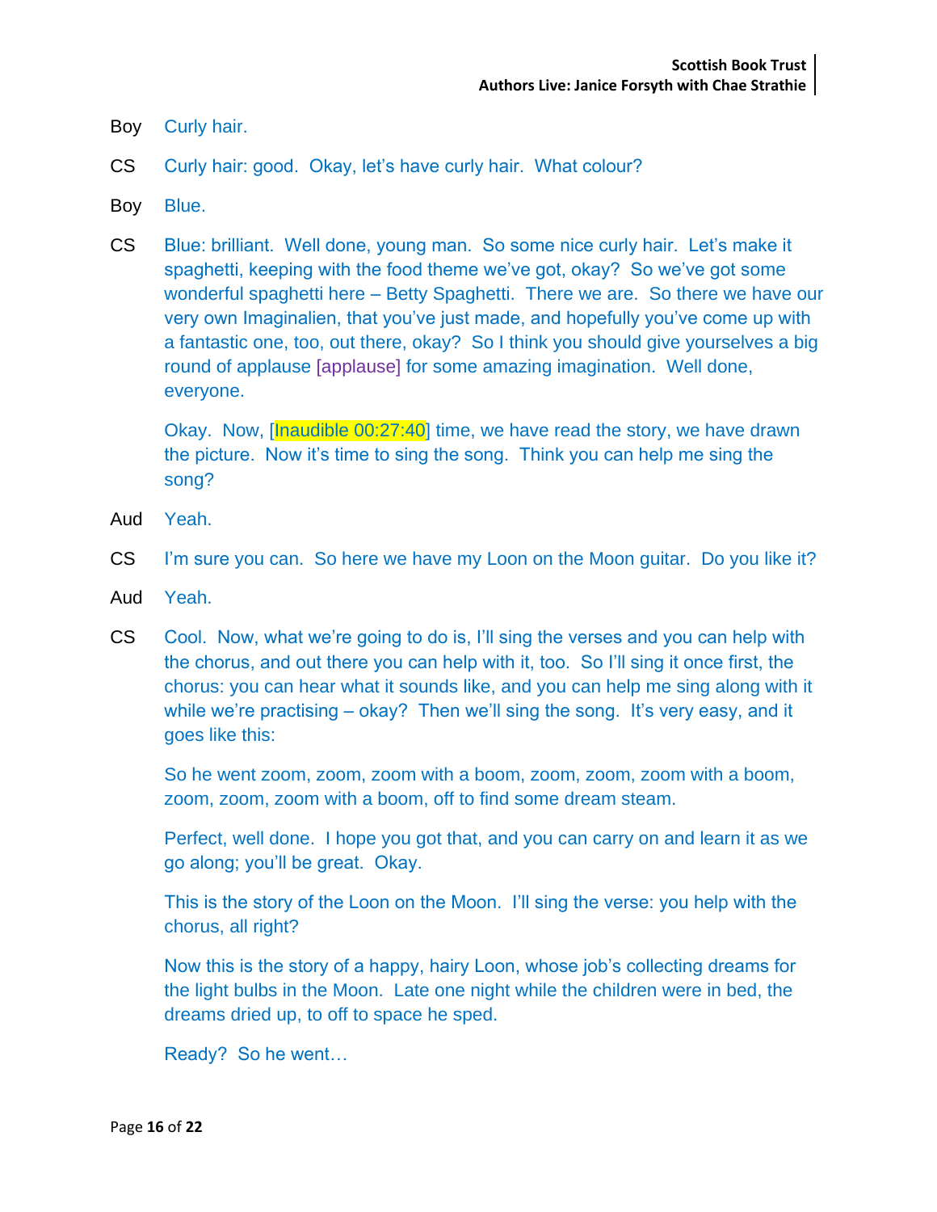Boy Curly hair.

CS Curly hair: good. Okay, let's have curly hair. What colour?

Boy Blue.

CS Blue: brilliant. Well done, young man. So some nice curly hair. Let's make it spaghetti, keeping with the food theme we've got, okay? So we've got some wonderful spaghetti here – Betty Spaghetti. There we are. So there we have our very own Imaginalien, that you've just made, and hopefully you've come up with a fantastic one, too, out there, okay? So I think you should give yourselves a big round of applause [applause] for some amazing imagination. Well done, everyone.

Okay. Now, [Inaudible 00:27:40] time, we have read the story, we have drawn the picture. Now it's time to sing the song. Think you can help me sing the song?

Aud Yeah.

CS I'm sure you can. So here we have my Loon on the Moon guitar. Do you like it?

Aud Yeah.

CS Cool. Now, what we're going to do is, I'll sing the verses and you can help with the chorus, and out there you can help with it, too. So I'll sing it once first, the chorus: you can hear what it sounds like, and you can help me sing along with it while we're practising – okay? Then we'll sing the song. It's very easy, and it goes like this:

So he went zoom, zoom, zoom with a boom, zoom, zoom, zoom with a boom, zoom, zoom, zoom with a boom, off to find some dream steam.

Perfect, well done. I hope you got that, and you can carry on and learn it as we go along; you'll be great. Okay.

This is the story of the Loon on the Moon. I'll sing the verse: you help with the chorus, all right?

Now this is the story of a happy, hairy Loon, whose job's collecting dreams for the light bulbs in the Moon. Late one night while the children were in bed, the dreams dried up, to off to space he sped.

Ready? So he went…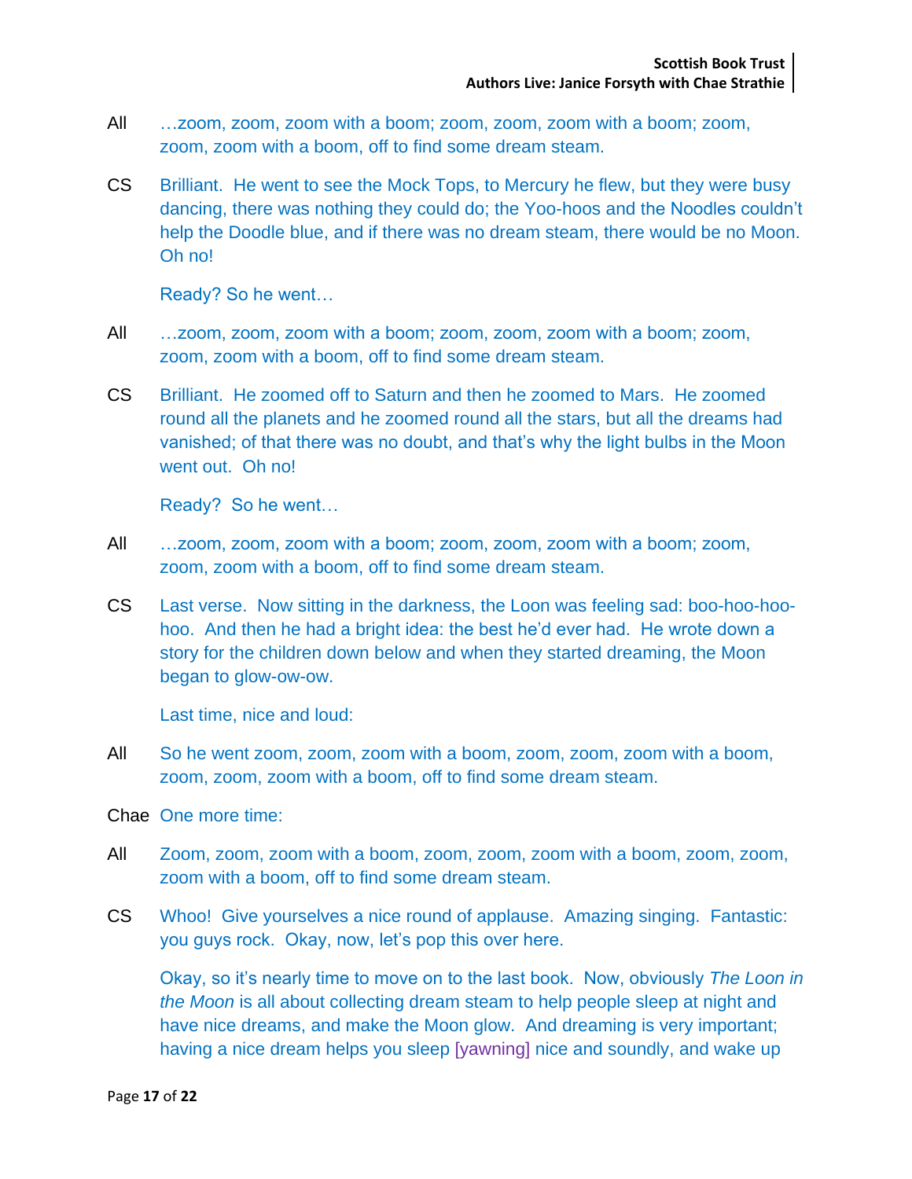All …zoom, zoom, zoom with a boom; zoom, zoom, zoom with a boom; zoom, zoom, zoom with a boom, off to find some dream steam.

CS Brilliant. He went to see the Mock Tops, to Mercury he flew, but they were busy dancing, there was nothing they could do; the Yoo-hoos and the Noodles couldn't help the Doodle blue, and if there was no dream steam, there would be no Moon. Oh no!

Ready? So he went…

All …zoom, zoom, zoom with a boom; zoom, zoom, zoom with a boom; zoom, zoom, zoom with a boom, off to find some dream steam.

CS Brilliant. He zoomed off to Saturn and then he zoomed to Mars. He zoomed round all the planets and he zoomed round all the stars, but all the dreams had vanished; of that there was no doubt, and that's why the light bulbs in the Moon went out. Oh no!

Ready? So he went…

All …zoom, zoom, zoom with a boom; zoom, zoom, zoom with a boom; zoom, zoom, zoom with a boom, off to find some dream steam.

CS Last verse. Now sitting in the darkness, the Loon was feeling sad: boo-hoo-hoo-hoo. And then he had a bright idea: the best he'd ever had. He wrote down a story for the children down below and when they started dreaming, the Moon began to glow-ow-ow.

Last time, nice and loud:

All So he went zoom, zoom, zoom with a boom, zoom, zoom, zoom with a boom, zoom, zoom, zoom with a boom, off to find some dream steam.

Chae One more time:

All Zoom, zoom, zoom with a boom, zoom, zoom, zoom with a boom, zoom, zoom, zoom with a boom, off to find some dream steam.

CS Whoo! Give yourselves a nice round of applause. Amazing singing. Fantastic: you guys rock. Okay, now, let's pop this over here.

Okay, so it's nearly time to move on to the last book. Now, obviously *The Loon in the Moon* is all about collecting dream steam to help people sleep at night and have nice dreams, and make the Moon glow. And dreaming is very important; having a nice dream helps you sleep [yawning] nice and soundly, and wake up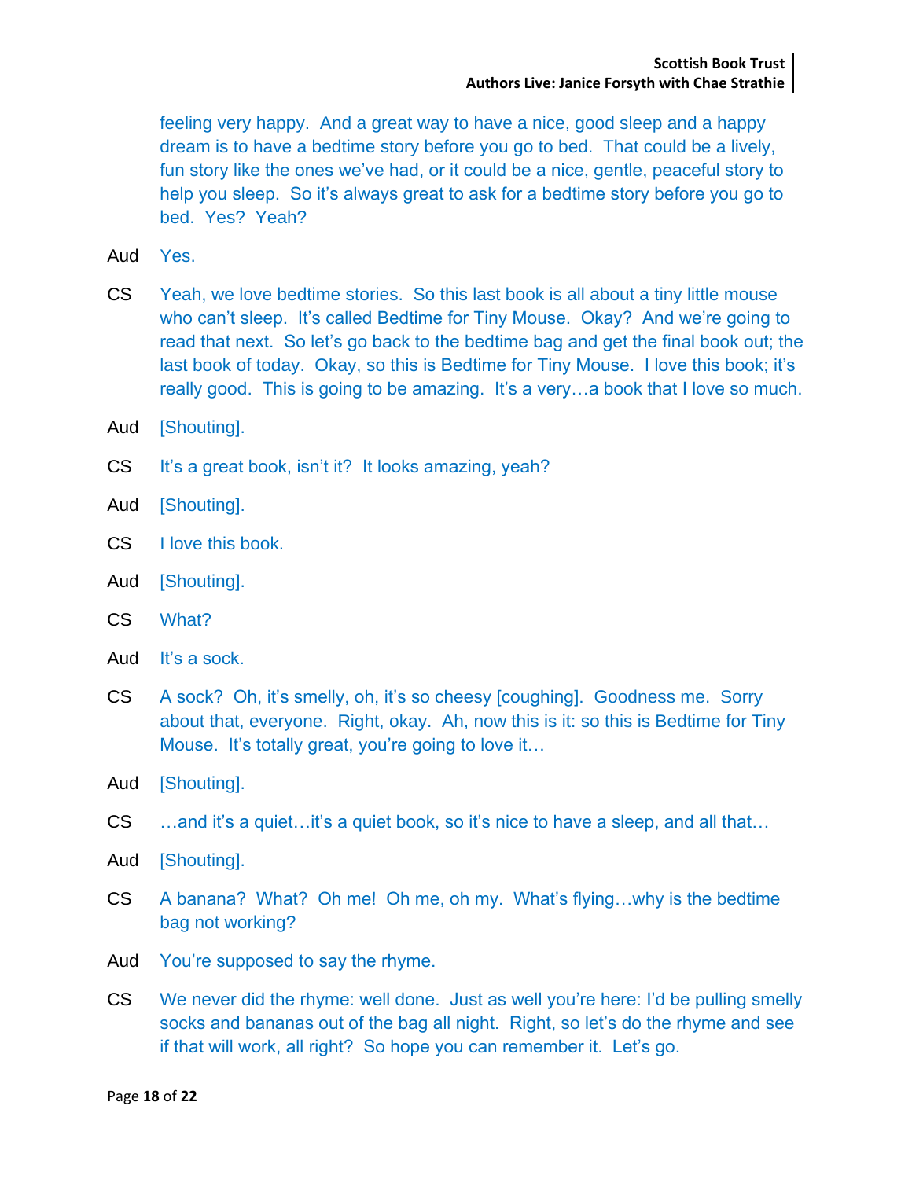feeling very happy. And a great way to have a nice, good sleep and a happy dream is to have a bedtime story before you go to bed. That could be a lively, fun story like the ones we've had, or it could be a nice, gentle, peaceful story to help you sleep. So it's always great to ask for a bedtime story before you go to bed. Yes? Yeah?

Aud Yes.

CS Yeah, we love bedtime stories. So this last book is all about a tiny little mouse who can't sleep. It's called Bedtime for Tiny Mouse. Okay? And we're going to read that next. So let's go back to the bedtime bag and get the final book out; the last book of today. Okay, so this is Bedtime for Tiny Mouse. I love this book; it's really good. This is going to be amazing. It's a very…a book that I love so much.

Aud [Shouting].

CS It's a great book, isn't it? It looks amazing, yeah?

Aud [Shouting].

CS I love this book.

Aud [Shouting].

CS What?

Aud It's a sock.

CS A sock? Oh, it's smelly, oh, it's so cheesy [coughing]. Goodness me. Sorry about that, everyone. Right, okay. Ah, now this is it: so this is Bedtime for Tiny Mouse. It's totally great, you're going to love it…

Aud [Shouting].

CS …and it's a quiet…it's a quiet book, so it's nice to have a sleep, and all that…

Aud [Shouting].

CS A banana? What? Oh me! Oh me, oh my. What's flying…why is the bedtime bag not working?

Aud You're supposed to say the rhyme.

CS We never did the rhyme: well done. Just as well you're here: I'd be pulling smelly socks and bananas out of the bag all night. Right, so let's do the rhyme and see if that will work, all right? So hope you can remember it. Let's go.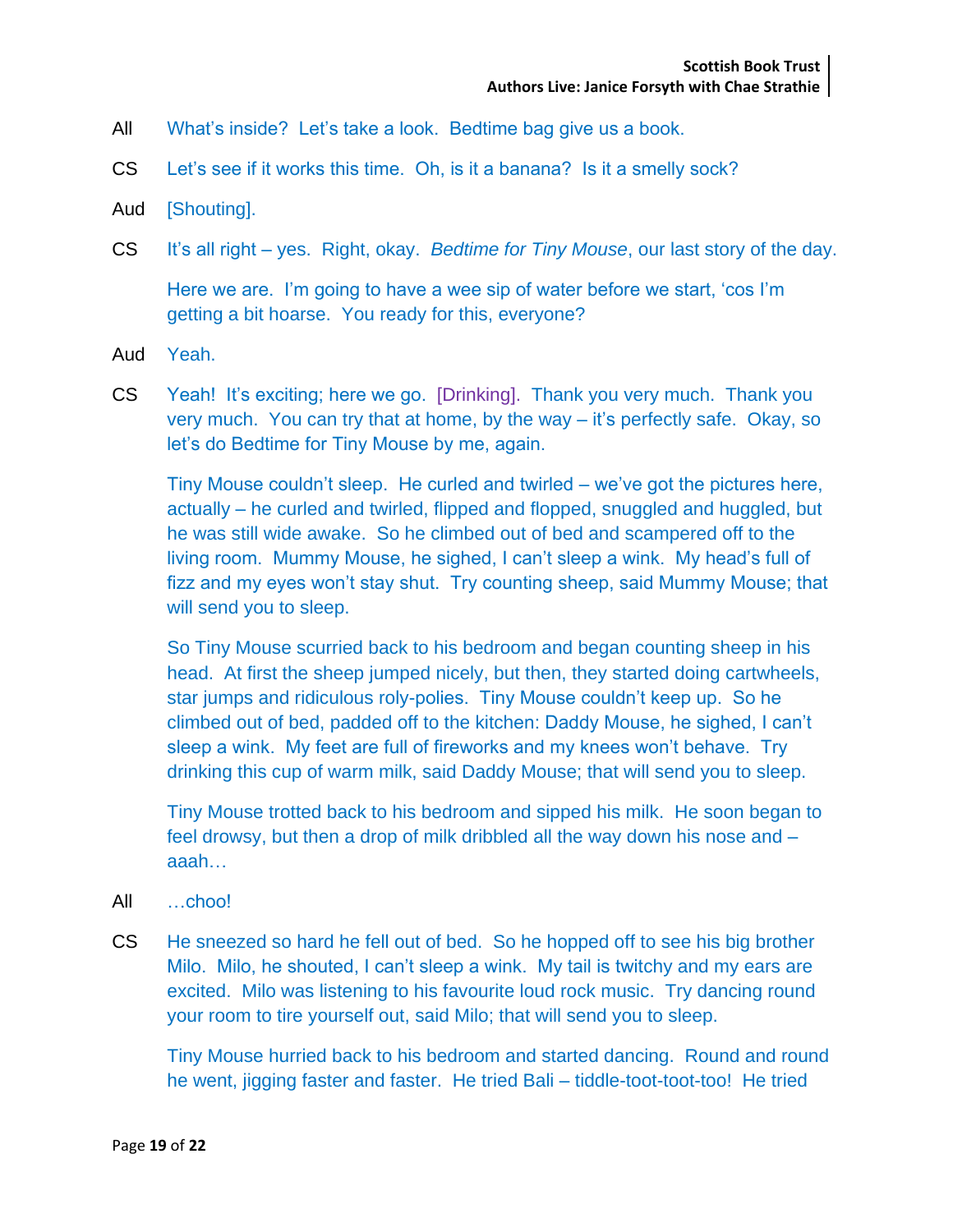All What's inside? Let's take a look. Bedtime bag give us a book.

CS Let's see if it works this time. Oh, is it a banana? Is it a smelly sock?

Aud [Shouting].

CS It's all right – yes. Right, okay. *Bedtime for Tiny Mouse*, our last story of the day.

Here we are. I'm going to have a wee sip of water before we start, 'cos I'm getting a bit hoarse. You ready for this, everyone?

Aud Yeah.

CS Yeah! It's exciting; here we go. [Drinking]. Thank you very much. Thank you very much. You can try that at home, by the way – it's perfectly safe. Okay, so let's do Bedtime for Tiny Mouse by me, again.

Tiny Mouse couldn't sleep. He curled and twirled – we've got the pictures here, actually – he curled and twirled, flipped and flopped, snuggled and huggled, but he was still wide awake. So he climbed out of bed and scampered off to the living room. Mummy Mouse, he sighed, I can't sleep a wink. My head's full of fizz and my eyes won't stay shut. Try counting sheep, said Mummy Mouse; that will send you to sleep.

So Tiny Mouse scurried back to his bedroom and began counting sheep in his head. At first the sheep jumped nicely, but then, they started doing cartwheels, star jumps and ridiculous roly-polies. Tiny Mouse couldn't keep up. So he climbed out of bed, padded off to the kitchen: Daddy Mouse, he sighed, I can't sleep a wink. My feet are full of fireworks and my knees won't behave. Try drinking this cup of warm milk, said Daddy Mouse; that will send you to sleep.

Tiny Mouse trotted back to his bedroom and sipped his milk. He soon began to feel drowsy, but then a drop of milk dribbled all the way down his nose and – aaah…

All …choo!

CS He sneezed so hard he fell out of bed. So he hopped off to see his big brother Milo. Milo, he shouted, I can't sleep a wink. My tail is twitchy and my ears are excited. Milo was listening to his favourite loud rock music. Try dancing round your room to tire yourself out, said Milo; that will send you to sleep.

Tiny Mouse hurried back to his bedroom and started dancing. Round and round he went, jigging faster and faster. He tried Bali – tiddle-toot-toot-too! He tried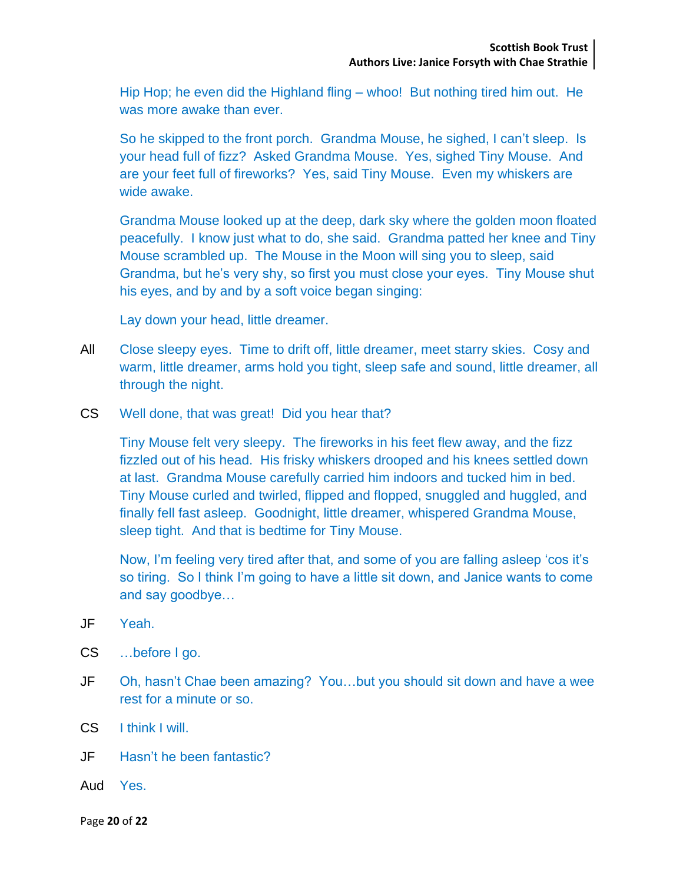Hip Hop; he even did the Highland fling – whoo! But nothing tired him out. He was more awake than ever.

So he skipped to the front porch. Grandma Mouse, he sighed, I can't sleep. Is your head full of fizz? Asked Grandma Mouse. Yes, sighed Tiny Mouse. And are your feet full of fireworks? Yes, said Tiny Mouse. Even my whiskers are wide awake.

Grandma Mouse looked up at the deep, dark sky where the golden moon floated peacefully. I know just what to do, she said. Grandma patted her knee and Tiny Mouse scrambled up. The Mouse in the Moon will sing you to sleep, said Grandma, but he's very shy, so first you must close your eyes. Tiny Mouse shut his eyes, and by and by a soft voice began singing:

Lay down your head, little dreamer.

All  Close sleepy eyes. Time to drift off, little dreamer, meet starry skies. Cosy and warm, little dreamer, arms hold you tight, sleep safe and sound, little dreamer, all through the night.

CS  Well done, that was great! Did you hear that?

Tiny Mouse felt very sleepy. The fireworks in his feet flew away, and the fizz fizzled out of his head. His frisky whiskers drooped and his knees settled down at last. Grandma Mouse carefully carried him indoors and tucked him in bed. Tiny Mouse curled and twirled, flipped and flopped, snuggled and huggled, and finally fell fast asleep. Goodnight, little dreamer, whispered Grandma Mouse, sleep tight. And that is bedtime for Tiny Mouse.

Now, I'm feeling very tired after that, and some of you are falling asleep 'cos it's so tiring. So I think I'm going to have a little sit down, and Janice wants to come and say goodbye…

JF  Yeah.

CS  …before I go.

JF  Oh, hasn't Chae been amazing? You…but you should sit down and have a wee rest for a minute or so.

CS  I think I will.

JF  Hasn't he been fantastic?

Aud  Yes.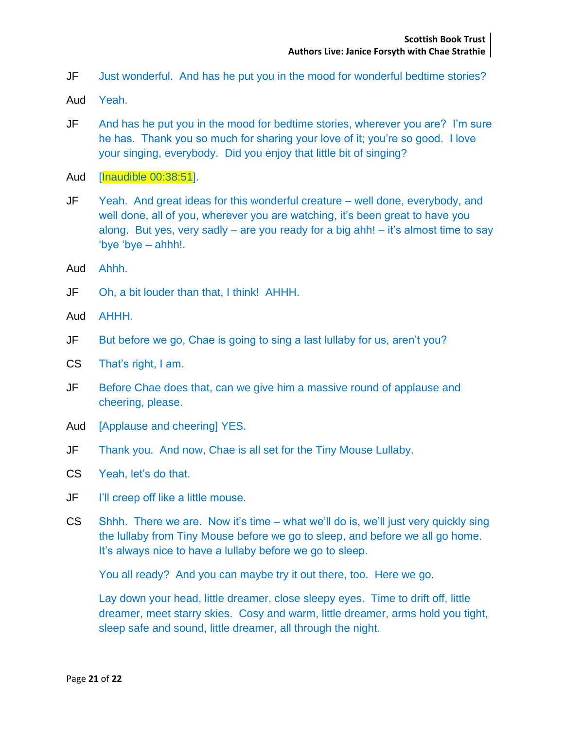JF Just wonderful. And has he put you in the mood for wonderful bedtime stories?

Aud Yeah.

JF And has he put you in the mood for bedtime stories, wherever you are? I'm sure he has. Thank you so much for sharing your love of it; you're so good. I love your singing, everybody. Did you enjoy that little bit of singing?

Aud [Inaudible 00:38:51].

JF Yeah. And great ideas for this wonderful creature – well done, everybody, and well done, all of you, wherever you are watching, it's been great to have you along. But yes, very sadly – are you ready for a big ahh! – it's almost time to say 'bye 'bye – ahhh!.

Aud Ahhh.

JF Oh, a bit louder than that, I think! AHHH.

Aud AHHH.

JF But before we go, Chae is going to sing a last lullaby for us, aren't you?

CS That's right, I am.

JF Before Chae does that, can we give him a massive round of applause and cheering, please.

Aud [Applause and cheering] YES.

JF Thank you. And now, Chae is all set for the Tiny Mouse Lullaby.

CS Yeah, let's do that.

JF I'll creep off like a little mouse.

CS Shhh. There we are. Now it's time – what we'll do is, we'll just very quickly sing the lullaby from Tiny Mouse before we go to sleep, and before we all go home. It's always nice to have a lullaby before we go to sleep.

You all ready? And you can maybe try it out there, too. Here we go.

Lay down your head, little dreamer, close sleepy eyes. Time to drift off, little dreamer, meet starry skies. Cosy and warm, little dreamer, arms hold you tight, sleep safe and sound, little dreamer, all through the night.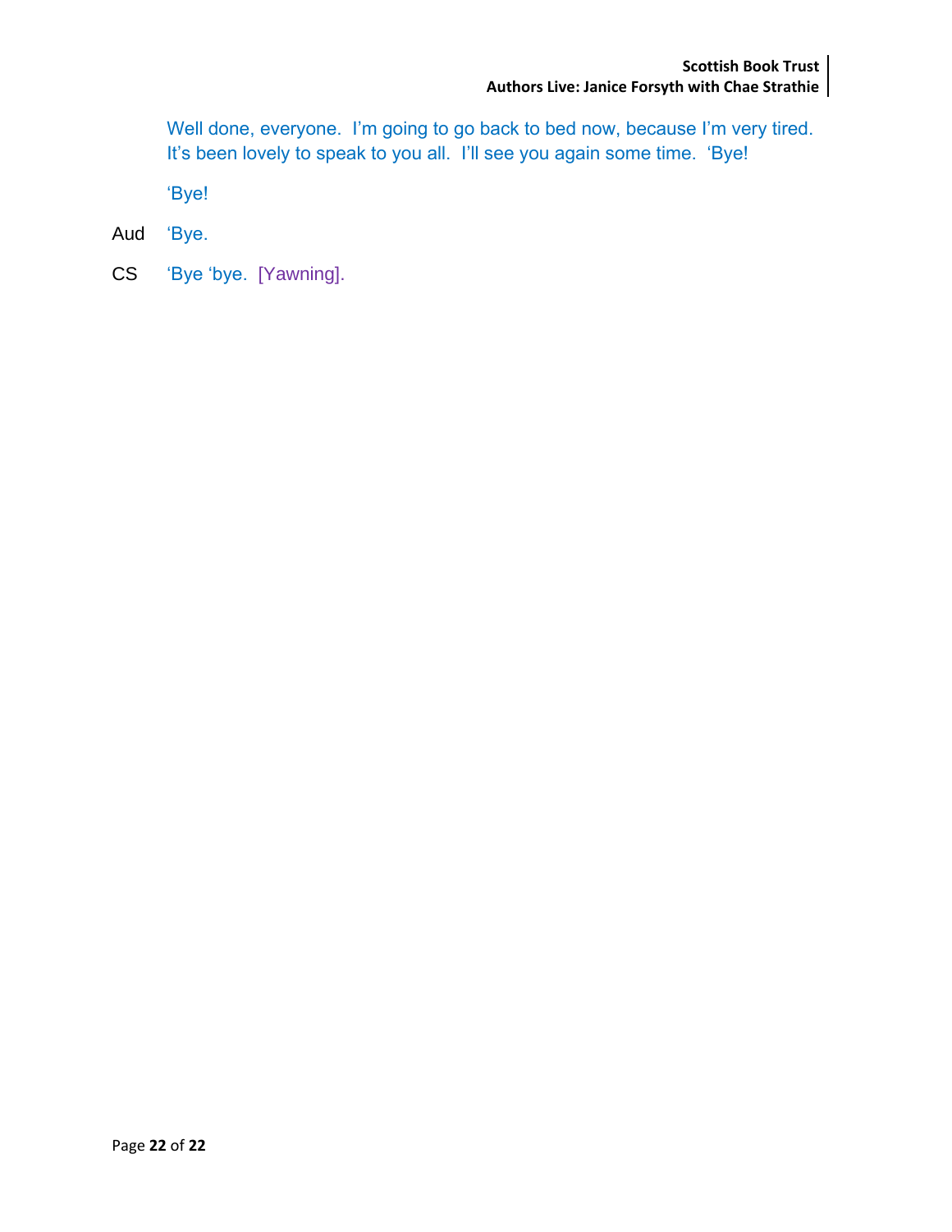Well done, everyone. I'm going to go back to bed now, because I'm very tired. It's been lovely to speak to you all. I'll see you again some time. 'Bye!

'Bye!

Aud 'Bye.

CS 'Bye 'bye. [Yawning].